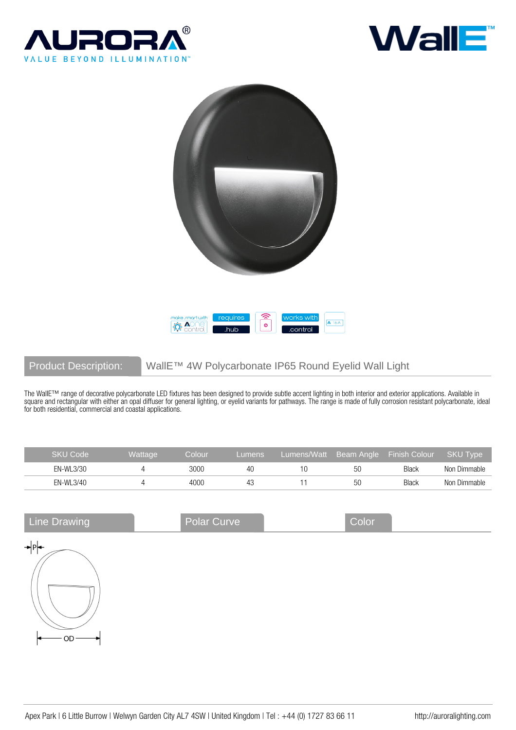AURORA®
VALUE BEYOND ILLUMINATION™

WallE™

make smart with AOne control | requires .hub | works with .control

## Product Description: WallE™ 4W Polycarbonate IP65 Round Eyelid Wall Light

The WallE™ range of decorative polycarbonate LED fixtures has been designed to provide subtle accent lighting in both interior and exterior applications. Available in square and rectangular with either an opal diffuser for general lighting, or eyelid variants for pathways. The range is made of fully corrosion resistant polycarbonate, ideal for both residential, commercial and coastal applications.

| SKU Code | Wattage | Colour | Lumens | Lumens/Watt | Beam Angle | Finish Colour | SKU Type |
|---|---|---|---|---|---|---|---|
| EN-WL3/30 | 4 | 3000 | 40 | 10 | 50 | Black | Non Dimmable |
| EN-WL3/40 | 4 | 4000 | 43 | 11 | 50 | Black | Non Dimmable |

## Line Drawing

P

OD

## Polar Curve

## Color

Apex Park | 6 Little Burrow | Welwyn Garden City AL7 4SW | United Kingdom | Tel : +44 (0) 1727 83 66 11 http://auroralighting.com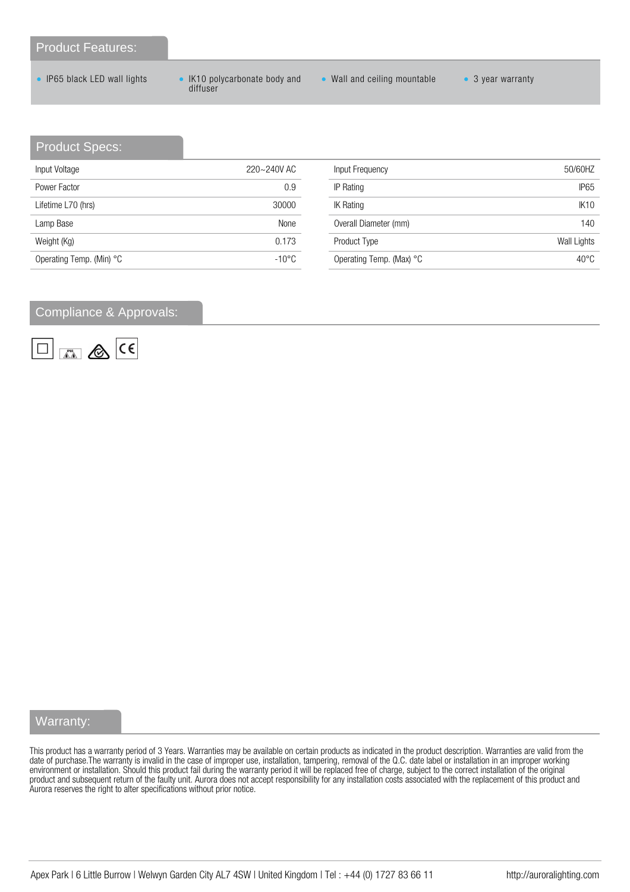## Product Features:

- IP65 black LED wall lights
- IK10 polycarbonate body and diffuser
- Wall and ceiling mountable
- 3 year warranty

## Product Specs:

| | | | |
|---|---|---|---|
| Input Voltage | 220~240V AC | Input Frequency | 50/60HZ |
| Power Factor | 0.9 | IP Rating | IP65 |
| Lifetime L70 (hrs) | 30000 | IK Rating | IK10 |
| Lamp Base | None | Overall Diameter (mm) | 140 |
| Weight (Kg) | 0.173 | Product Type | Wall Lights |
| Operating Temp. (Min) °C | -10°C | Operating Temp. (Max) °C | 40°C |

## Compliance & Approvals:

IP65 CE

## Warranty:

This product has a warranty period of 3 Years. Warranties may be available on certain products as indicated in the product description. Warranties are valid from the date of purchase.The warranty is invalid in the case of improper use, installation, tampering, removal of the Q.C. date label or installation in an improper working environment or installation. Should this product fail during the warranty period it will be replaced free of charge, subject to the correct installation of the original product and subsequent return of the faulty unit. Aurora does not accept responsibility for any installation costs associated with the replacement of this product and Aurora reserves the right to alter specifications without prior notice.

Apex Park | 6 Little Burrow | Welwyn Garden City AL7 4SW | United Kingdom | Tel : +44 (0) 1727 83 66 11 http://auroralighting.com